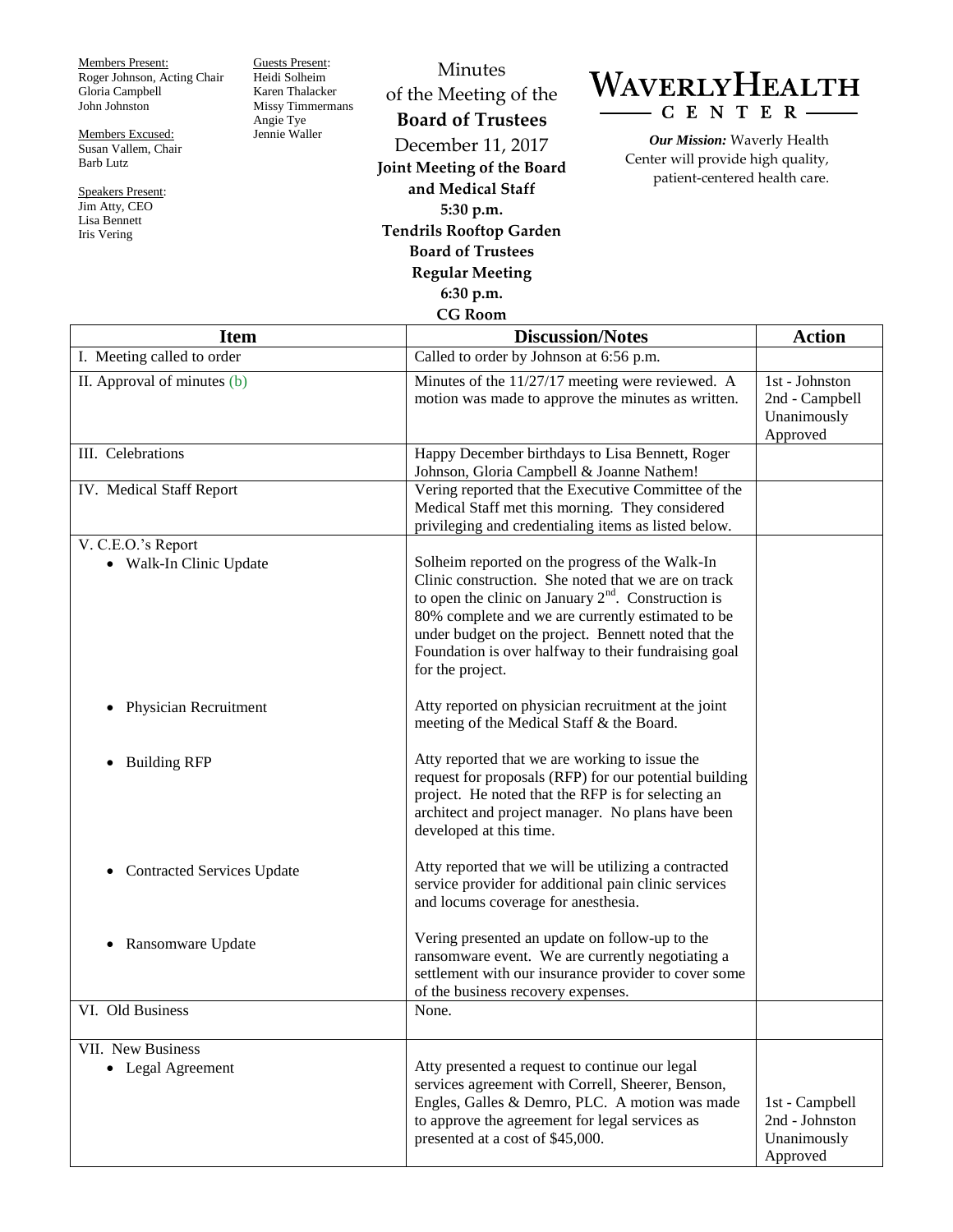Members Present:
Roger Johnson, Acting Chair
Gloria Campbell
John Johnston

Members Excused:
Susan Vallem, Chair
Barb Lutz

Speakers Present:
Jim Atty, CEO
Lisa Bennett
Iris Vering

Guests Present:
Heidi Solheim
Karen Thalacker
Missy Timmermans
Angie Tye
Jennie Waller

Minutes
of the Meeting of the
**Board of Trustees**
December 11, 2017
**Joint Meeting of the Board and Medical Staff**
**5:30 p.m.**
**Tendrils Rooftop Garden**
**Board of Trustees**
**Regular Meeting**
**6:30 p.m.**
**CG Room**

# WAVERLY HEALTH CENTER

***Our Mission:*** Waverly Health Center will provide high quality, patient-centered health care.

| Item | Discussion/Notes | Action |
|---|---|---|
| I. Meeting called to order | Called to order by Johnson at 6:56 p.m. | |
| II. Approval of minutes (b) | Minutes of the 11/27/17 meeting were reviewed. A motion was made to approve the minutes as written. | 1st - Johnston<br>2nd - Campbell<br>Unanimously Approved |
| III. Celebrations | Happy December birthdays to Lisa Bennett, Roger Johnson, Gloria Campbell & Joanne Nathem! | |
| IV. Medical Staff Report | Vering reported that the Executive Committee of the Medical Staff met this morning. They considered privileging and credentialing items as listed below. | |
| V. C.E.O.'s Report<br>• Walk-In Clinic Update | Solheim reported on the progress of the Walk-In Clinic construction. She noted that we are on track to open the clinic on January 2nd. Construction is 80% complete and we are currently estimated to be under budget on the project. Bennett noted that the Foundation is over halfway to their fundraising goal for the project. | |
| • Physician Recruitment | Atty reported on physician recruitment at the joint meeting of the Medical Staff & the Board. | |
| • Building RFP | Atty reported that we are working to issue the request for proposals (RFP) for our potential building project. He noted that the RFP is for selecting an architect and project manager. No plans have been developed at this time. | |
| • Contracted Services Update | Atty reported that we will be utilizing a contracted service provider for additional pain clinic services and locums coverage for anesthesia. | |
| • Ransomware Update | Vering presented an update on follow-up to the ransomware event. We are currently negotiating a settlement with our insurance provider to cover some of the business recovery expenses. | |
| VI. Old Business | None. | |
| VII. New Business<br>• Legal Agreement | Atty presented a request to continue our legal services agreement with Correll, Sheerer, Benson, Engles, Galles & Demro, PLC. A motion was made to approve the agreement for legal services as presented at a cost of $45,000. | 1st - Campbell<br>2nd - Johnston<br>Unanimously Approved |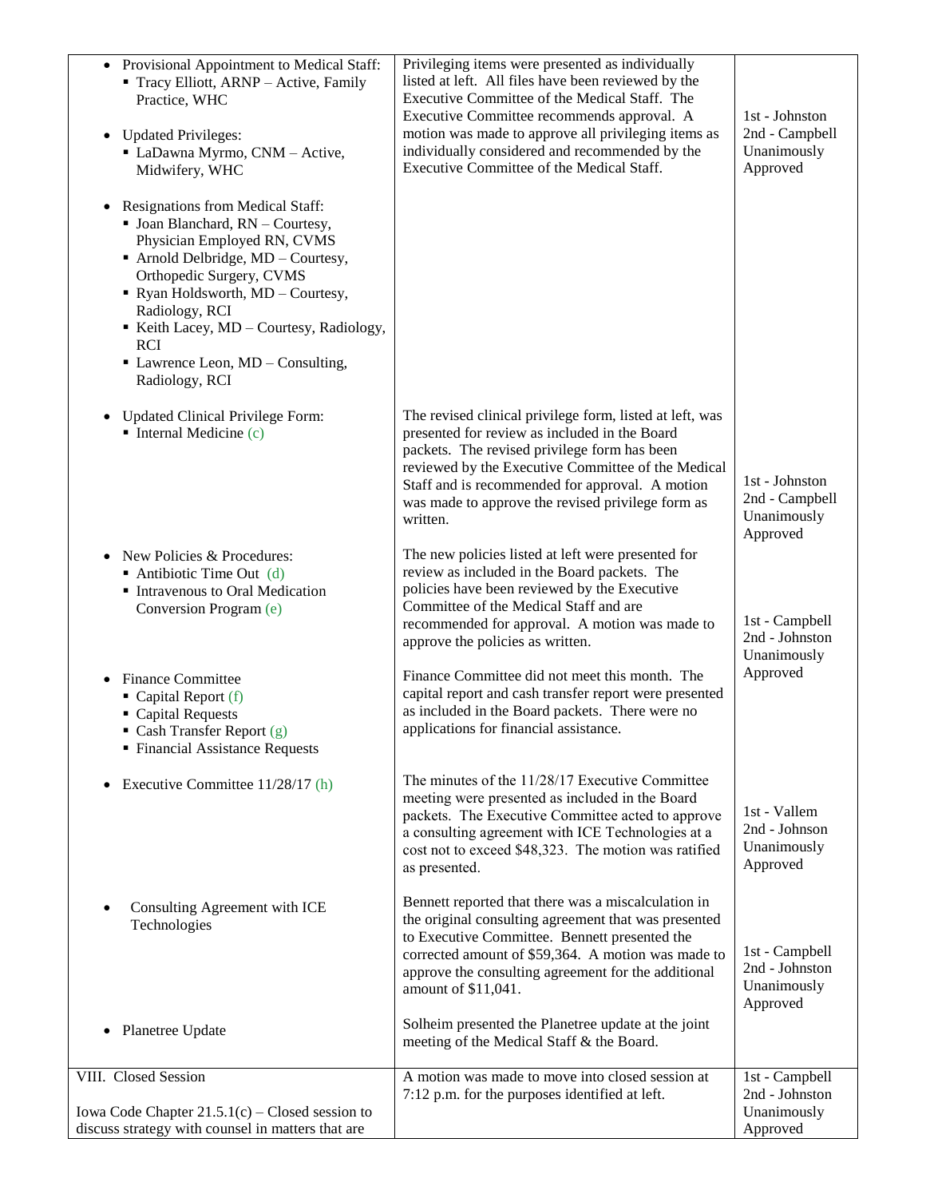| | | |
|---|---|---|
| • Provisional Appointment to Medical Staff:<br>▪ Tracy Elliott, ARNP – Active, Family Practice, WHC<br><br>• Updated Privileges:<br>▪ LaDawna Myrmo, CNM – Active, Midwifery, WHC<br><br>• Resignations from Medical Staff:<br>▪ Joan Blanchard, RN – Courtesy, Physician Employed RN, CVMS<br>▪ Arnold Delbridge, MD – Courtesy, Orthopedic Surgery, CVMS<br>▪ Ryan Holdsworth, MD – Courtesy, Radiology, RCI<br>▪ Keith Lacey, MD – Courtesy, Radiology, RCI<br>▪ Lawrence Leon, MD – Consulting, Radiology, RCI | Privileging items were presented as individually listed at left. All files have been reviewed by the Executive Committee of the Medical Staff. The Executive Committee recommends approval. A motion was made to approve all privileging items as individually considered and recommended by the Executive Committee of the Medical Staff. | 1st - Johnston<br>2nd - Campbell<br>Unanimously Approved |
| • Updated Clinical Privilege Form:<br>▪ Internal Medicine (c) | The revised clinical privilege form, listed at left, was presented for review as included in the Board packets. The revised privilege form has been reviewed by the Executive Committee of the Medical Staff and is recommended for approval. A motion was made to approve the revised privilege form as written. | 1st - Johnston<br>2nd - Campbell<br>Unanimously Approved |
| • New Policies & Procedures:<br>▪ Antibiotic Time Out (d)<br>▪ Intravenous to Oral Medication Conversion Program (e) | The new policies listed at left were presented for review as included in the Board packets. The policies have been reviewed by the Executive Committee of the Medical Staff and are recommended for approval. A motion was made to approve the policies as written. | 1st - Campbell<br>2nd - Johnston<br>Unanimously Approved |
| • Finance Committee<br>▪ Capital Report (f)<br>▪ Capital Requests<br>▪ Cash Transfer Report (g)<br>▪ Financial Assistance Requests | Finance Committee did not meet this month. The capital report and cash transfer report were presented as included in the Board packets. There were no applications for financial assistance. | |
| • Executive Committee 11/28/17 (h) | The minutes of the 11/28/17 Executive Committee meeting were presented as included in the Board packets. The Executive Committee acted to approve a consulting agreement with ICE Technologies at a cost not to exceed $48,323. The motion was ratified as presented. | 1st - Vallem<br>2nd - Johnson<br>Unanimously Approved |
| • Consulting Agreement with ICE Technologies | Bennett reported that there was a miscalculation in the original consulting agreement that was presented to Executive Committee. Bennett presented the corrected amount of $59,364. A motion was made to approve the consulting agreement for the additional amount of $11,041. | 1st - Campbell<br>2nd - Johnston<br>Unanimously Approved |
| • Planetree Update | Solheim presented the Planetree update at the joint meeting of the Medical Staff & the Board. | |
| VIII. Closed Session<br><br>Iowa Code Chapter 21.5.1(c) – Closed session to discuss strategy with counsel in matters that are | A motion was made to move into closed session at 7:12 p.m. for the purposes identified at left. | 1st - Campbell<br>2nd - Johnston<br>Unanimously Approved |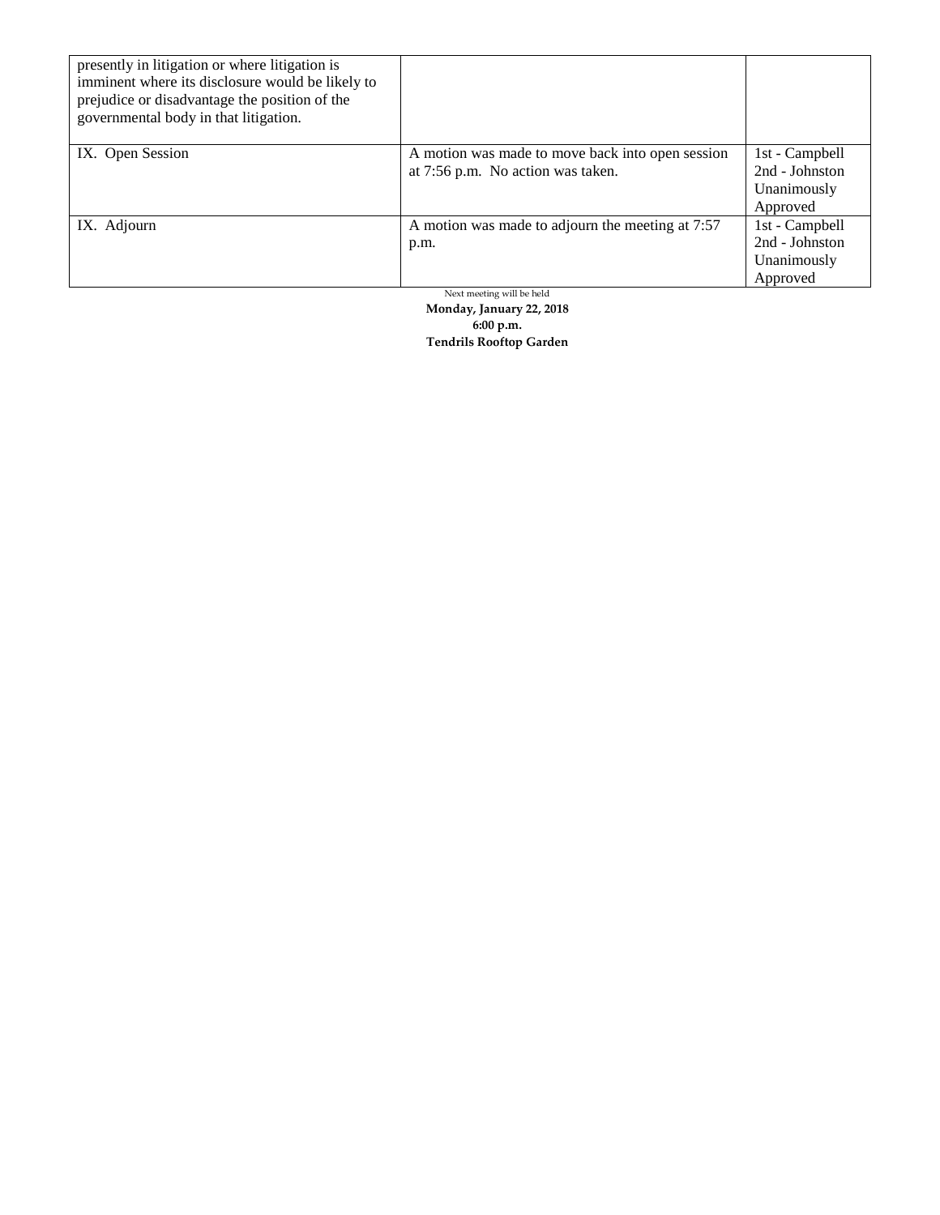| | | |
|---|---|---|
| presently in litigation or where litigation is imminent where its disclosure would be likely to prejudice or disadvantage the position of the governmental body in that litigation. | | |
| IX. Open Session | A motion was made to move back into open session at 7:56 p.m. No action was taken. | 1st - Campbell<br>2nd - Johnston<br>Unanimously Approved |
| IX. Adjourn | A motion was made to adjourn the meeting at 7:57 p.m. | 1st - Campbell<br>2nd - Johnston<br>Unanimously Approved |

Next meeting will be held

**Monday, January 22, 2018**

**6:00 p.m.**

**Tendrils Rooftop Garden**